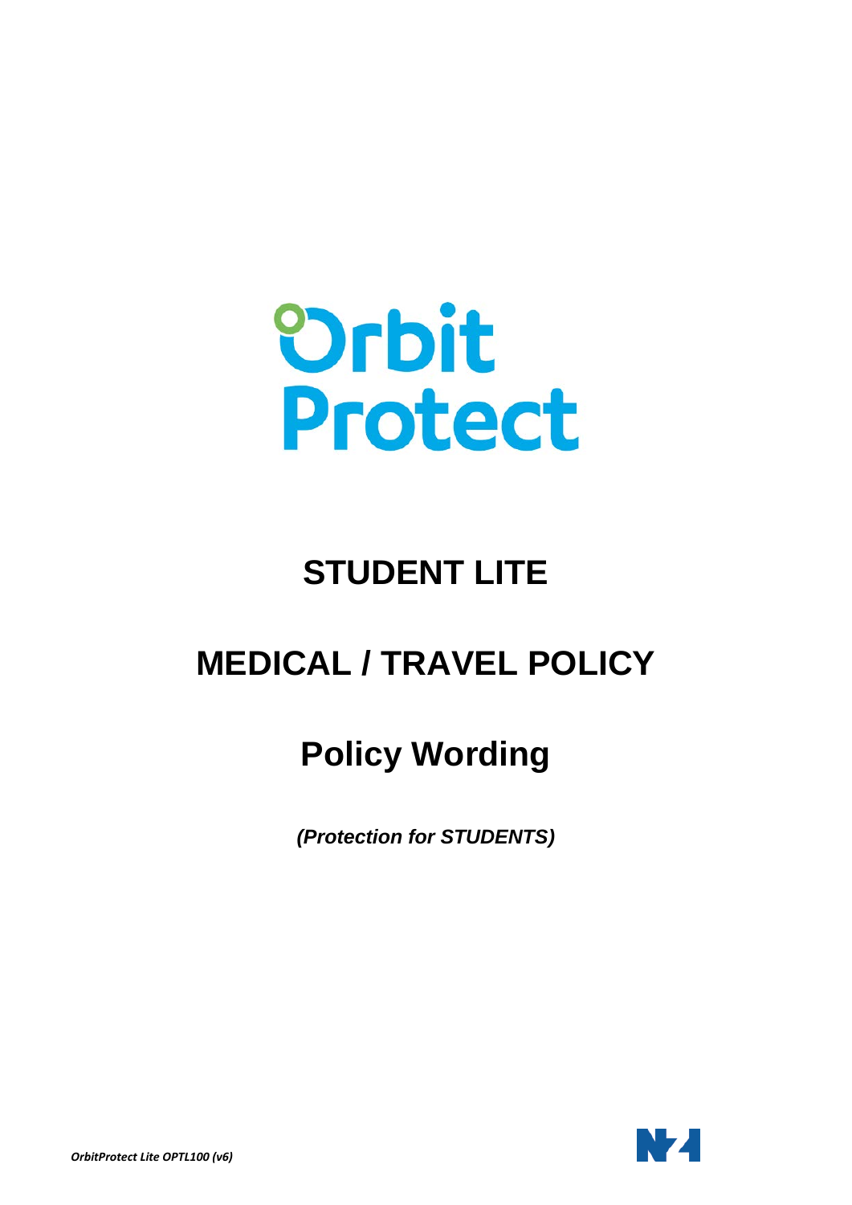Orbit Protect

# STUDENT LITE

# MEDICAL / TRAVEL POLICY

# Policy Wording

***(Protection for STUDENTS)***

*OrbitProtect Lite OPTL100 (v6)*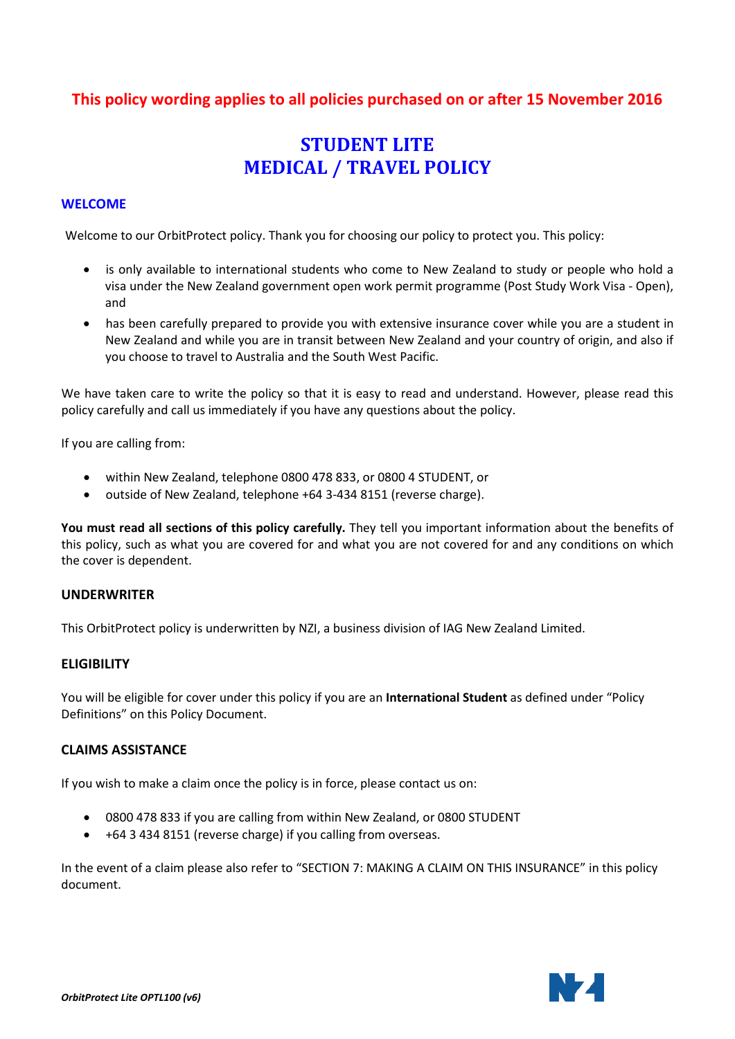**This policy wording applies to all policies purchased on or after 15 November 2016**

# STUDENT LITE MEDICAL / TRAVEL POLICY

## WELCOME

Welcome to our OrbitProtect policy. Thank you for choosing our policy to protect you. This policy:

- is only available to international students who come to New Zealand to study or people who hold a visa under the New Zealand government open work permit programme (Post Study Work Visa - Open), and
- has been carefully prepared to provide you with extensive insurance cover while you are a student in New Zealand and while you are in transit between New Zealand and your country of origin, and also if you choose to travel to Australia and the South West Pacific.

We have taken care to write the policy so that it is easy to read and understand. However, please read this policy carefully and call us immediately if you have any questions about the policy.

If you are calling from:

- within New Zealand, telephone 0800 478 833, or 0800 4 STUDENT, or
- outside of New Zealand, telephone +64 3-434 8151 (reverse charge).

**You must read all sections of this policy carefully.** They tell you important information about the benefits of this policy, such as what you are covered for and what you are not covered for and any conditions on which the cover is dependent.

### UNDERWRITER

This OrbitProtect policy is underwritten by NZI, a business division of IAG New Zealand Limited.

### ELIGIBILITY

You will be eligible for cover under this policy if you are an **International Student** as defined under "Policy Definitions" on this Policy Document.

### CLAIMS ASSISTANCE

If you wish to make a claim once the policy is in force, please contact us on:

- 0800 478 833 if you are calling from within New Zealand, or 0800 STUDENT
- +64 3 434 8151 (reverse charge) if you calling from overseas.

In the event of a claim please also refer to "SECTION 7: MAKING A CLAIM ON THIS INSURANCE" in this policy document.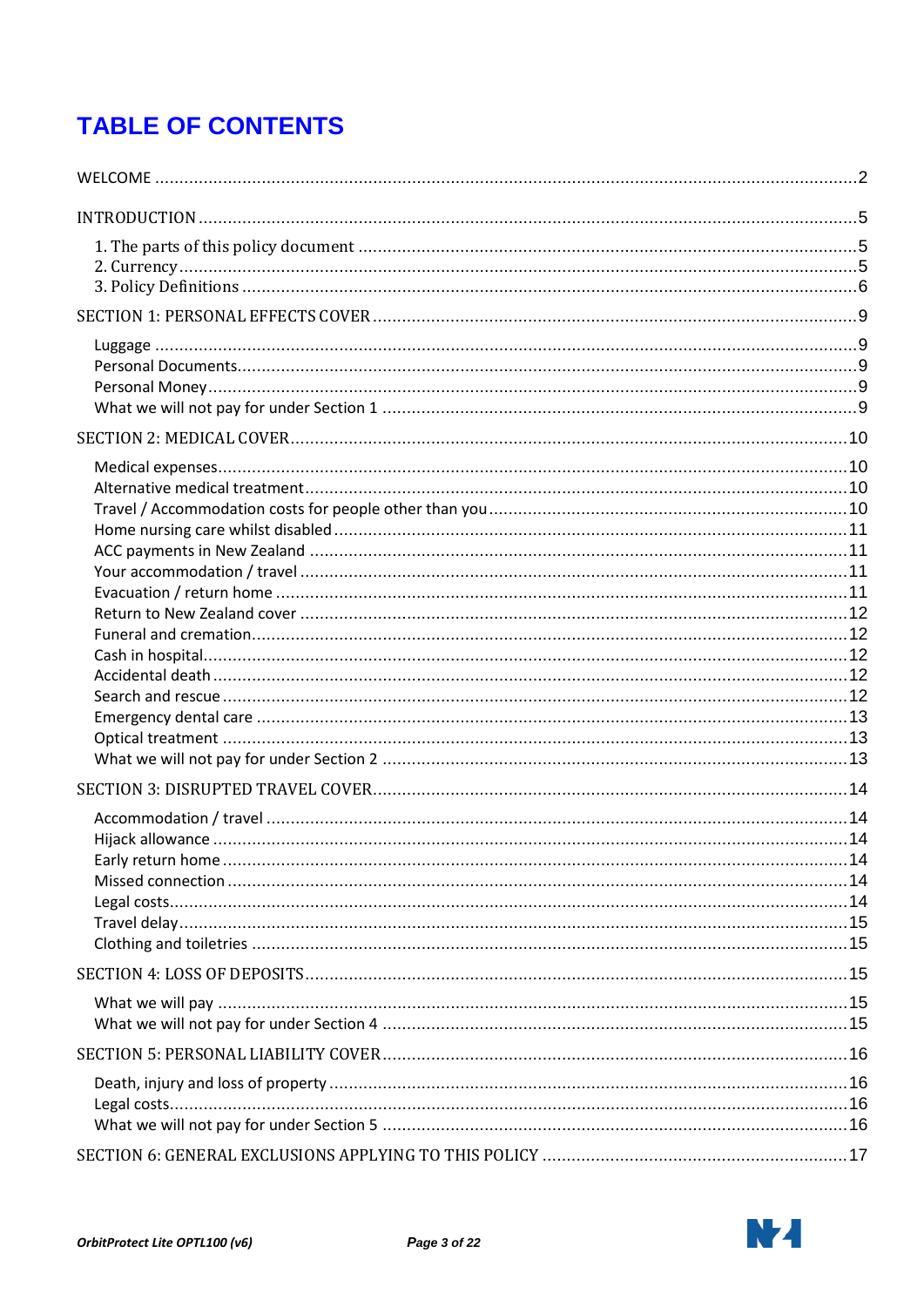# TABLE OF CONTENTS

WELCOME ........................................ 2

INTRODUCTION ........................................ 5

- 1. The parts of this policy document ........................................ 5
- 2. Currency ........................................ 5
- 3. Policy Definitions ........................................ 6

SECTION 1: PERSONAL EFFECTS COVER ........................................ 9

- Luggage ........................................ 9
- Personal Documents........................................ 9
- Personal Money ........................................ 9
- What we will not pay for under Section 1 ........................................ 9

SECTION 2: MEDICAL COVER ........................................ 10

- Medical expenses ........................................ 10
- Alternative medical treatment ........................................ 10
- Travel / Accommodation costs for people other than you ........................................ 10
- Home nursing care whilst disabled ........................................ 11
- ACC payments in New Zealand ........................................ 11
- Your accommodation / travel ........................................ 11
- Evacuation / return home ........................................ 11
- Return to New Zealand cover ........................................ 12
- Funeral and cremation ........................................ 12
- Cash in hospital ........................................ 12
- Accidental death ........................................ 12
- Search and rescue ........................................ 12
- Emergency dental care ........................................ 13
- Optical treatment ........................................ 13
- What we will not pay for under Section 2 ........................................ 13

SECTION 3: DISRUPTED TRAVEL COVER ........................................ 14

- Accommodation / travel ........................................ 14
- Hijack allowance ........................................ 14
- Early return home ........................................ 14
- Missed connection ........................................ 14
- Legal costs ........................................ 14
- Travel delay ........................................ 15
- Clothing and toiletries ........................................ 15

SECTION 4: LOSS OF DEPOSITS ........................................ 15

- What we will pay ........................................ 15
- What we will not pay for under Section 4 ........................................ 15

SECTION 5: PERSONAL LIABILITY COVER ........................................ 16

- Death, injury and loss of property ........................................ 16
- Legal costs ........................................ 16
- What we will not pay for under Section 5 ........................................ 16

SECTION 6: GENERAL EXCLUSIONS APPLYING TO THIS POLICY ........................................ 17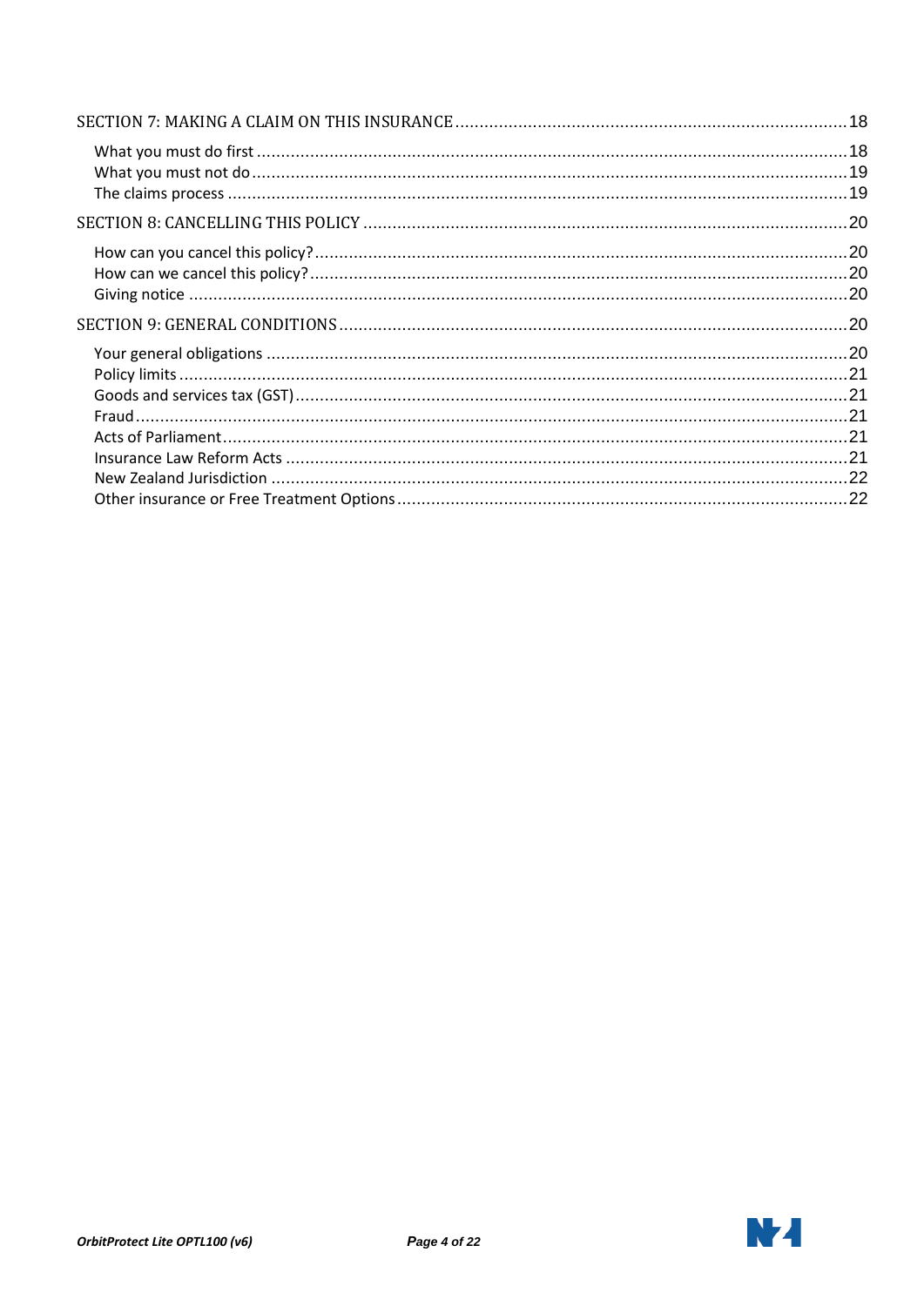SECTION 7: MAKING A CLAIM ON THIS INSURANCE ............ 18

- What you must do first ............ 18
- What you must not do ............ 19
- The claims process ............ 19

SECTION 8: CANCELLING THIS POLICY ............ 20

- How can you cancel this policy? ............ 20
- How can we cancel this policy? ............ 20
- Giving notice ............ 20

SECTION 9: GENERAL CONDITIONS ............ 20

- Your general obligations ............ 20
- Policy limits ............ 21
- Goods and services tax (GST) ............ 21
- Fraud ............ 21
- Acts of Parliament ............ 21
- Insurance Law Reform Acts ............ 21
- New Zealand Jurisdiction ............ 22
- Other insurance or Free Treatment Options ............ 22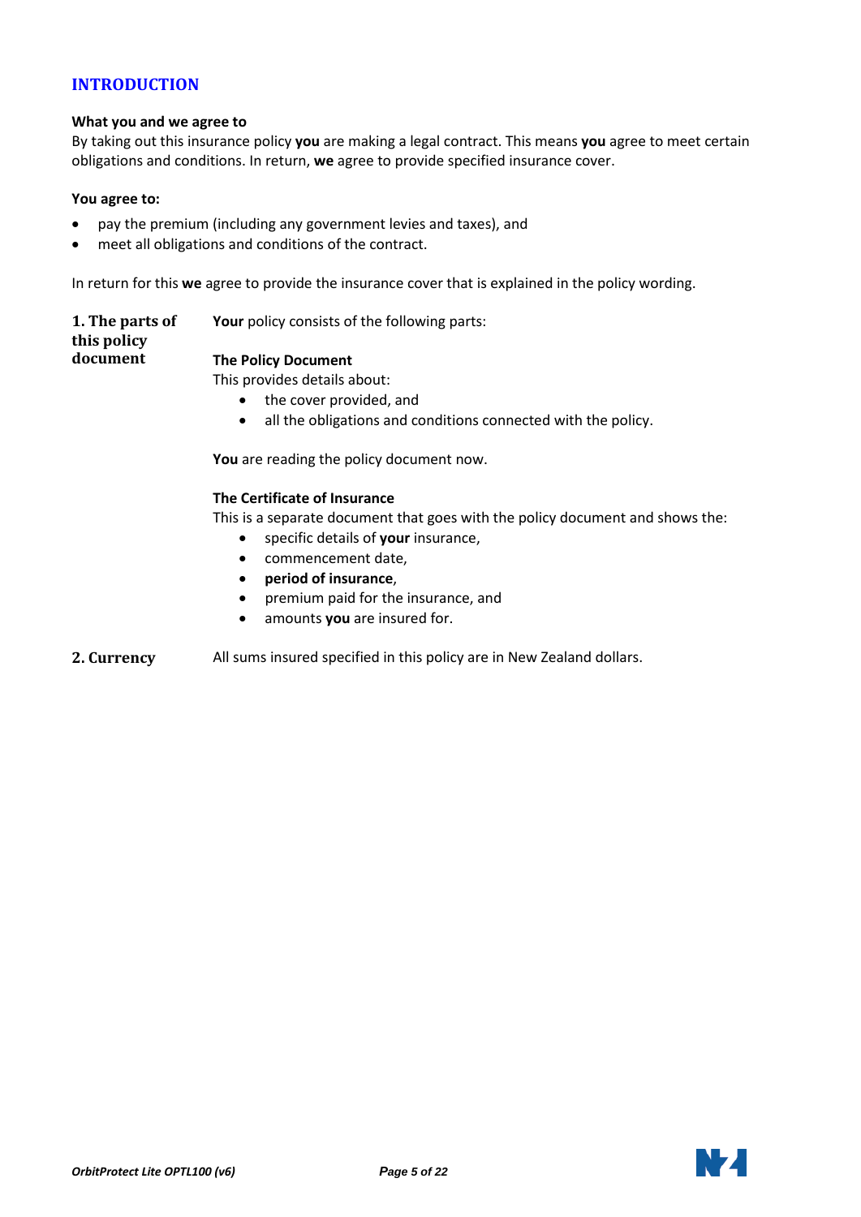# INTRODUCTION

**What you and we agree to**

By taking out this insurance policy **you** are making a legal contract. This means **you** agree to meet certain obligations and conditions. In return, **we** agree to provide specified insurance cover.

**You agree to:**

- pay the premium (including any government levies and taxes), and
- meet all obligations and conditions of the contract.

In return for this **we** agree to provide the insurance cover that is explained in the policy wording.

## 1. The parts of this policy document

**Your** policy consists of the following parts:

**The Policy Document**

This provides details about:

- the cover provided, and
- all the obligations and conditions connected with the policy.

**You** are reading the policy document now.

**The Certificate of Insurance**

This is a separate document that goes with the policy document and shows the:

- specific details of **your** insurance,
- commencement date,
- **period of insurance**,
- premium paid for the insurance, and
- amounts **you** are insured for.

## 2. Currency

All sums insured specified in this policy are in New Zealand dollars.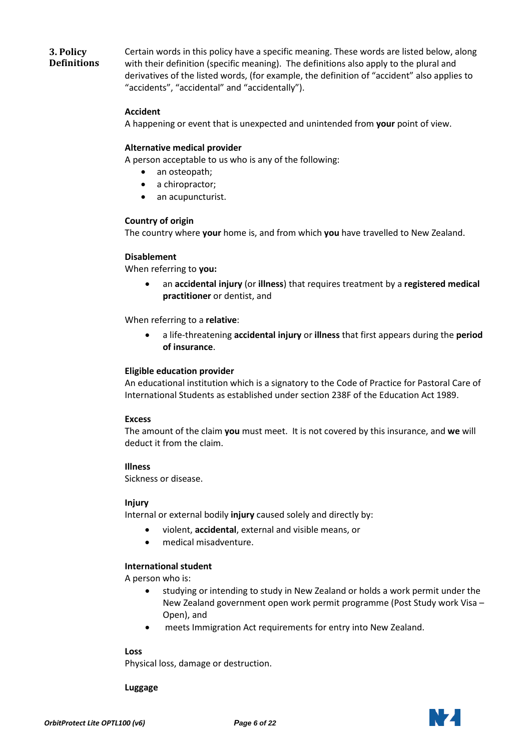## 3. Policy Definitions

Certain words in this policy have a specific meaning. These words are listed below, along with their definition (specific meaning). The definitions also apply to the plural and derivatives of the listed words, (for example, the definition of "accident" also applies to "accidents", "accidental" and "accidentally").

**Accident**
A happening or event that is unexpected and unintended from **your** point of view.

**Alternative medical provider**
A person acceptable to us who is any of the following:

- an osteopath;
- a chiropractor;
- an acupuncturist.

**Country of origin**
The country where **your** home is, and from which **you** have travelled to New Zealand.

**Disablement**
When referring to **you:**

- an **accidental injury** (or **illness**) that requires treatment by a **registered medical practitioner** or dentist, and

When referring to a **relative**:

- a life-threatening **accidental injury** or **illness** that first appears during the **period of insurance**.

**Eligible education provider**
An educational institution which is a signatory to the Code of Practice for Pastoral Care of International Students as established under section 238F of the Education Act 1989.

**Excess**
The amount of the claim **you** must meet. It is not covered by this insurance, and **we** will deduct it from the claim.

**Illness**
Sickness or disease.

**Injury**
Internal or external bodily **injury** caused solely and directly by:

- violent, **accidental**, external and visible means, or
- medical misadventure.

**International student**
A person who is:

- studying or intending to study in New Zealand or holds a work permit under the New Zealand government open work permit programme (Post Study work Visa – Open), and
- meets Immigration Act requirements for entry into New Zealand.

**Loss**
Physical loss, damage or destruction.

**Luggage**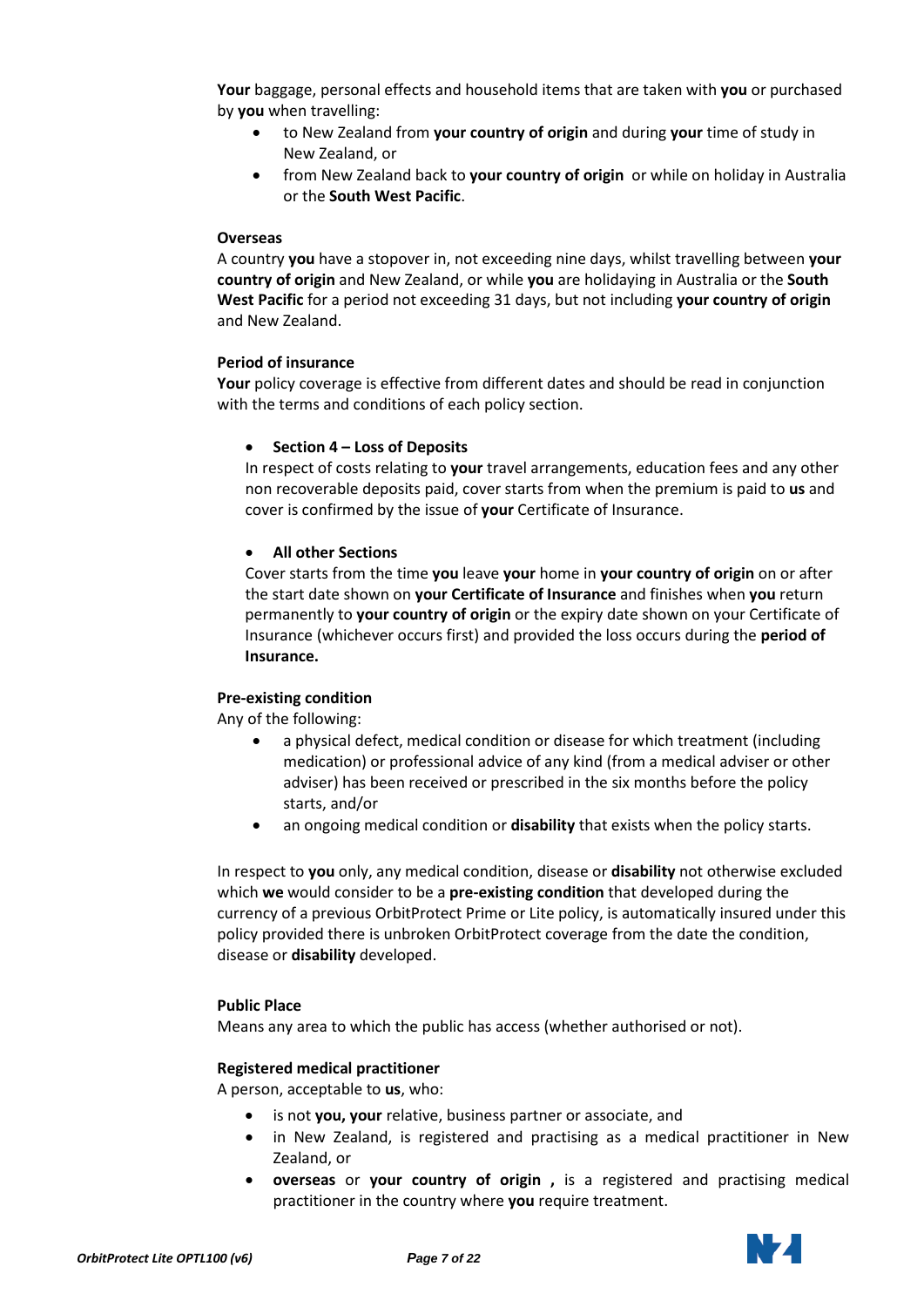**Your** baggage, personal effects and household items that are taken with **you** or purchased by **you** when travelling:

- to New Zealand from **your country of origin** and during **your** time of study in New Zealand, or
- from New Zealand back to **your country of origin** or while on holiday in Australia or the **South West Pacific**.

**Overseas**

A country **you** have a stopover in, not exceeding nine days, whilst travelling between **your country of origin** and New Zealand, or while **you** are holidaying in Australia or the **South West Pacific** for a period not exceeding 31 days, but not including **your country of origin** and New Zealand.

**Period of insurance**

**Your** policy coverage is effective from different dates and should be read in conjunction with the terms and conditions of each policy section.

- **Section 4 – Loss of Deposits**

  In respect of costs relating to **your** travel arrangements, education fees and any other non recoverable deposits paid, cover starts from when the premium is paid to **us** and cover is confirmed by the issue of **your** Certificate of Insurance.

- **All other Sections**

  Cover starts from the time **you** leave **your** home in **your country of origin** on or after the start date shown on **your Certificate of Insurance** and finishes when **you** return permanently to **your country of origin** or the expiry date shown on your Certificate of Insurance (whichever occurs first) and provided the loss occurs during the **period of Insurance.**

**Pre-existing condition**

Any of the following:

- a physical defect, medical condition or disease for which treatment (including medication) or professional advice of any kind (from a medical adviser or other adviser) has been received or prescribed in the six months before the policy starts, and/or
- an ongoing medical condition or **disability** that exists when the policy starts.

In respect to **you** only, any medical condition, disease or **disability** not otherwise excluded which **we** would consider to be a **pre-existing condition** that developed during the currency of a previous OrbitProtect Prime or Lite policy, is automatically insured under this policy provided there is unbroken OrbitProtect coverage from the date the condition, disease or **disability** developed.

**Public Place**

Means any area to which the public has access (whether authorised or not).

**Registered medical practitioner**

A person, acceptable to **us**, who:

- is not **you, your** relative, business partner or associate, and
- in New Zealand, is registered and practising as a medical practitioner in New Zealand, or
- **overseas** or **your country of origin ,** is a registered and practising medical practitioner in the country where **you** require treatment.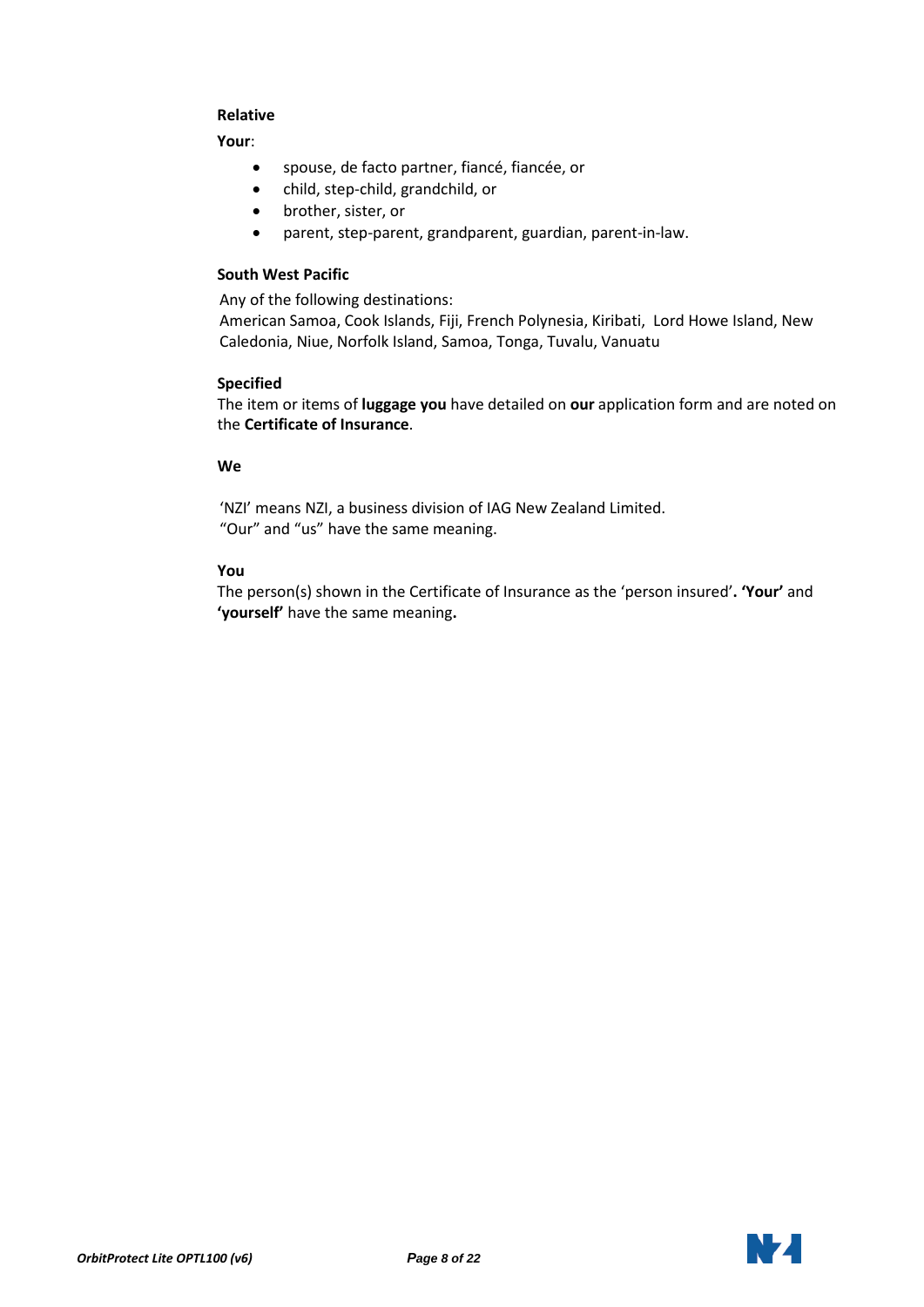**Relative**

**Your**:

- spouse, de facto partner, fiancé, fiancée, or
- child, step-child, grandchild, or
- brother, sister, or
- parent, step-parent, grandparent, guardian, parent-in-law.

**South West Pacific**

Any of the following destinations:
American Samoa, Cook Islands, Fiji, French Polynesia, Kiribati, Lord Howe Island, New Caledonia, Niue, Norfolk Island, Samoa, Tonga, Tuvalu, Vanuatu

**Specified**

The item or items of **luggage you** have detailed on **our** application form and are noted on the **Certificate of Insurance**.

**We**

'NZI' means NZI, a business division of IAG New Zealand Limited.
"Our" and "us" have the same meaning.

**You**

The person(s) shown in the Certificate of Insurance as the 'person insured'**. 'Your'** and **'yourself'** have the same meaning**.**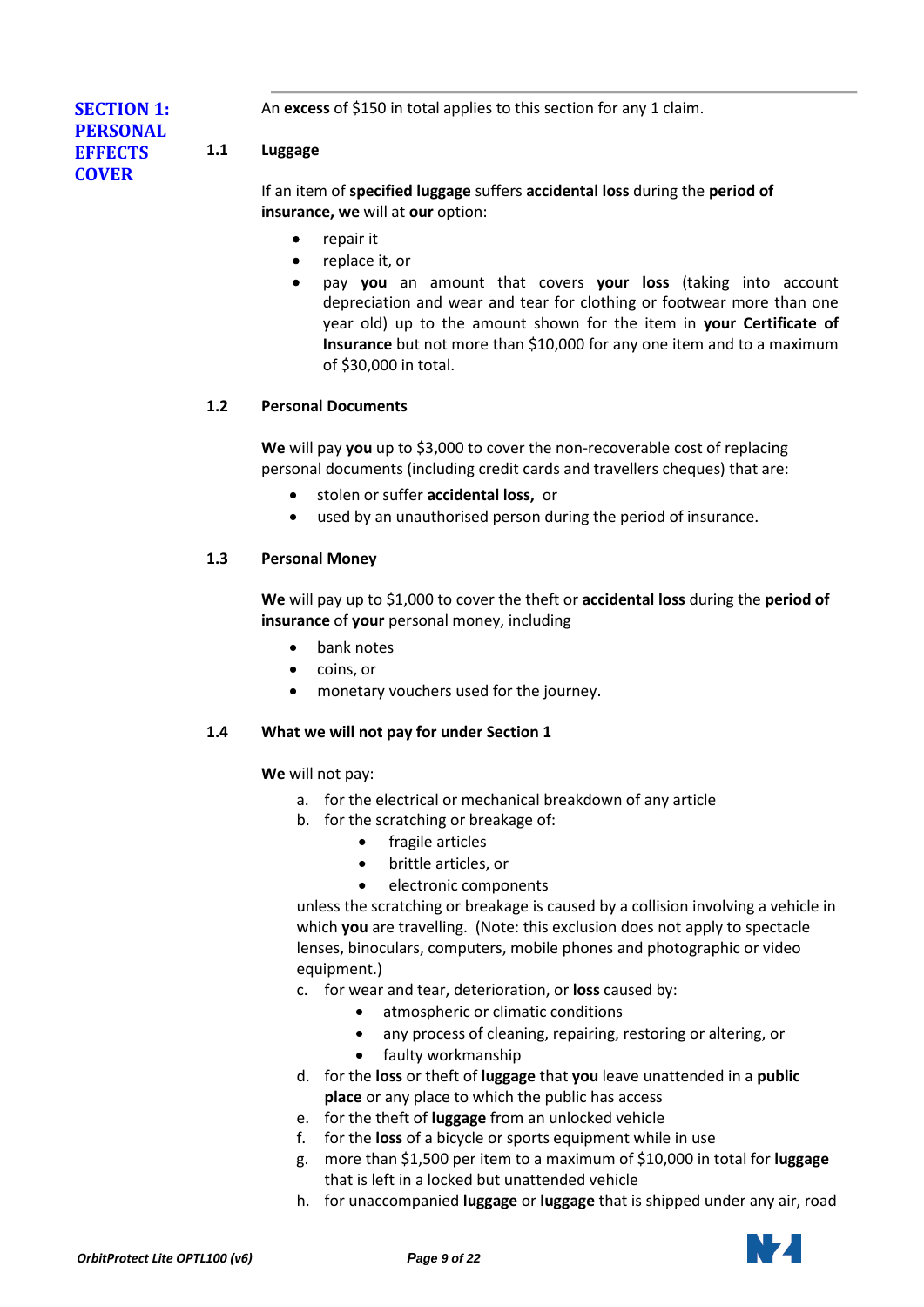## SECTION 1: PERSONAL EFFECTS COVER

An **excess** of $150 in total applies to this section for any 1 claim.

### 1.1 Luggage

If an item of **specified luggage** suffers **accidental loss** during the **period of insurance, we** will at **our** option:

- repair it
- replace it, or
- pay **you** an amount that covers **your loss** (taking into account depreciation and wear and tear for clothing or footwear more than one year old) up to the amount shown for the item in **your Certificate of Insurance** but not more than $10,000 for any one item and to a maximum of $30,000 in total.

### 1.2 Personal Documents

**We** will pay **you** up to $3,000 to cover the non-recoverable cost of replacing personal documents (including credit cards and travellers cheques) that are:

- stolen or suffer **accidental loss,** or
- used by an unauthorised person during the period of insurance.

### 1.3 Personal Money

**We** will pay up to $1,000 to cover the theft or **accidental loss** during the **period of insurance** of **your** personal money, including

- bank notes
- coins, or
- monetary vouchers used for the journey.

### 1.4 What we will not pay for under Section 1

**We** will not pay:

a. for the electrical or mechanical breakdown of any article
b. for the scratching or breakage of:
   - fragile articles
   - brittle articles, or
   - electronic components

   unless the scratching or breakage is caused by a collision involving a vehicle in which **you** are travelling. (Note: this exclusion does not apply to spectacle lenses, binoculars, computers, mobile phones and photographic or video equipment.)
c. for wear and tear, deterioration, or **loss** caused by:
   - atmospheric or climatic conditions
   - any process of cleaning, repairing, restoring or altering, or
   - faulty workmanship
d. for the **loss** or theft of **luggage** that **you** leave unattended in a **public place** or any place to which the public has access
e. for the theft of **luggage** from an unlocked vehicle
f. for the **loss** of a bicycle or sports equipment while in use
g. more than $1,500 per item to a maximum of $10,000 in total for **luggage** that is left in a locked but unattended vehicle
h. for unaccompanied **luggage** or **luggage** that is shipped under any air, road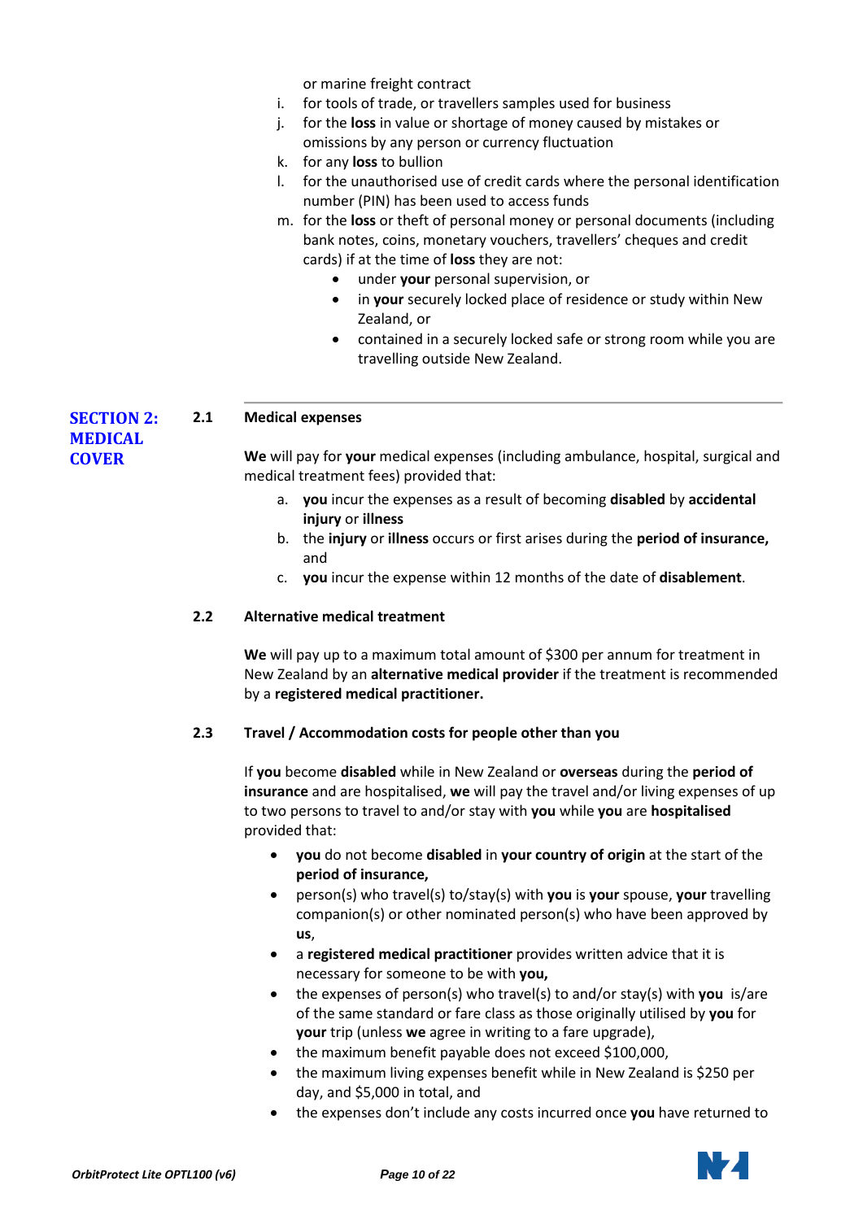or marine freight contract

i. for tools of trade, or travellers samples used for business
j. for the **loss** in value or shortage of money caused by mistakes or omissions by any person or currency fluctuation
k. for any **loss** to bullion
l. for the unauthorised use of credit cards where the personal identification number (PIN) has been used to access funds
m. for the **loss** or theft of personal money or personal documents (including bank notes, coins, monetary vouchers, travellers' cheques and credit cards) if at the time of **loss** they are not:
    - under **your** personal supervision, or
    - in **your** securely locked place of residence or study within New Zealand, or
    - contained in a securely locked safe or strong room while you are travelling outside New Zealand.

## SECTION 2: MEDICAL COVER

### 2.1 Medical expenses

**We** will pay for **your** medical expenses (including ambulance, hospital, surgical and medical treatment fees) provided that:

a. **you** incur the expenses as a result of becoming **disabled** by **accidental injury** or **illness**
b. the **injury** or **illness** occurs or first arises during the **period of insurance,** and
c. **you** incur the expense within 12 months of the date of **disablement**.

### 2.2 Alternative medical treatment

**We** will pay up to a maximum total amount of $300 per annum for treatment in New Zealand by an **alternative medical provider** if the treatment is recommended by a **registered medical practitioner.**

### 2.3 Travel / Accommodation costs for people other than you

If **you** become **disabled** while in New Zealand or **overseas** during the **period of insurance** and are hospitalised, **we** will pay the travel and/or living expenses of up to two persons to travel to and/or stay with **you** while **you** are **hospitalised** provided that:

- **you** do not become **disabled** in **your country of origin** at the start of the **period of insurance,**
- person(s) who travel(s) to/stay(s) with **you** is **your** spouse, **your** travelling companion(s) or other nominated person(s) who have been approved by **us**,
- a **registered medical practitioner** provides written advice that it is necessary for someone to be with **you,**
- the expenses of person(s) who travel(s) to and/or stay(s) with **you** is/are of the same standard or fare class as those originally utilised by **you** for **your** trip (unless **we** agree in writing to a fare upgrade),
- the maximum benefit payable does not exceed $100,000,
- the maximum living expenses benefit while in New Zealand is $250 per day, and $5,000 in total, and
- the expenses don't include any costs incurred once **you** have returned to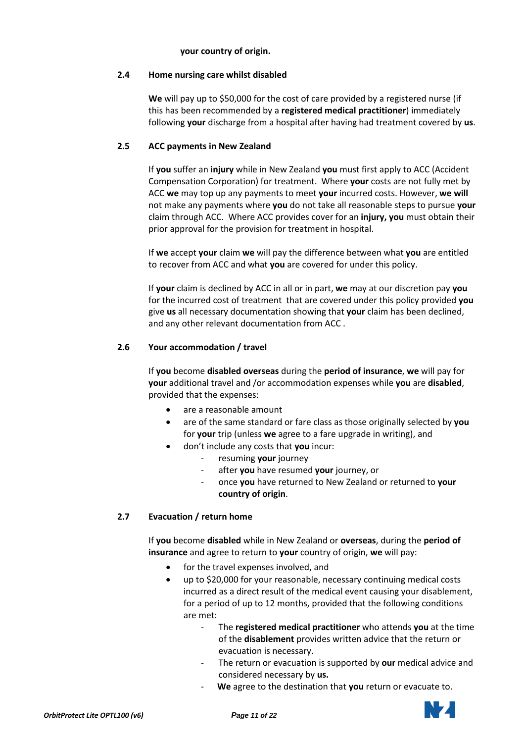**your country of origin.**

### 2.4 Home nursing care whilst disabled

**We** will pay up to $50,000 for the cost of care provided by a registered nurse (if this has been recommended by a **registered medical practitioner**) immediately following **your** discharge from a hospital after having had treatment covered by **us**.

### 2.5 ACC payments in New Zealand

If **you** suffer an **injury** while in New Zealand **you** must first apply to ACC (Accident Compensation Corporation) for treatment. Where **your** costs are not fully met by ACC **we** may top up any payments to meet **your** incurred costs. However, **we will** not make any payments where **you** do not take all reasonable steps to pursue **your** claim through ACC. Where ACC provides cover for an **injury, you** must obtain their prior approval for the provision for treatment in hospital.

If **we** accept **your** claim **we** will pay the difference between what **you** are entitled to recover from ACC and what **you** are covered for under this policy.

If **your** claim is declined by ACC in all or in part, **we** may at our discretion pay **you** for the incurred cost of treatment that are covered under this policy provided **you** give **us** all necessary documentation showing that **your** claim has been declined, and any other relevant documentation from ACC .

### 2.6 Your accommodation / travel

If **you** become **disabled overseas** during the **period of insurance**, **we** will pay for **your** additional travel and /or accommodation expenses while **you** are **disabled**, provided that the expenses:

- are a reasonable amount
- are of the same standard or fare class as those originally selected by **you** for **your** trip (unless **we** agree to a fare upgrade in writing), and
- don't include any costs that **you** incur:
  - resuming **your** journey
  - after **you** have resumed **your** journey, or
  - once **you** have returned to New Zealand or returned to **your country of origin**.

### 2.7 Evacuation / return home

If **you** become **disabled** while in New Zealand or **overseas**, during the **period of insurance** and agree to return to **your** country of origin, **we** will pay:

- for the travel expenses involved, and
- up to $20,000 for your reasonable, necessary continuing medical costs incurred as a direct result of the medical event causing your disablement, for a period of up to 12 months, provided that the following conditions are met:
  - The **registered medical practitioner** who attends **you** at the time of the **disablement** provides written advice that the return or evacuation is necessary.
  - The return or evacuation is supported by **our** medical advice and considered necessary by **us.**
  - **We** agree to the destination that **you** return or evacuate to.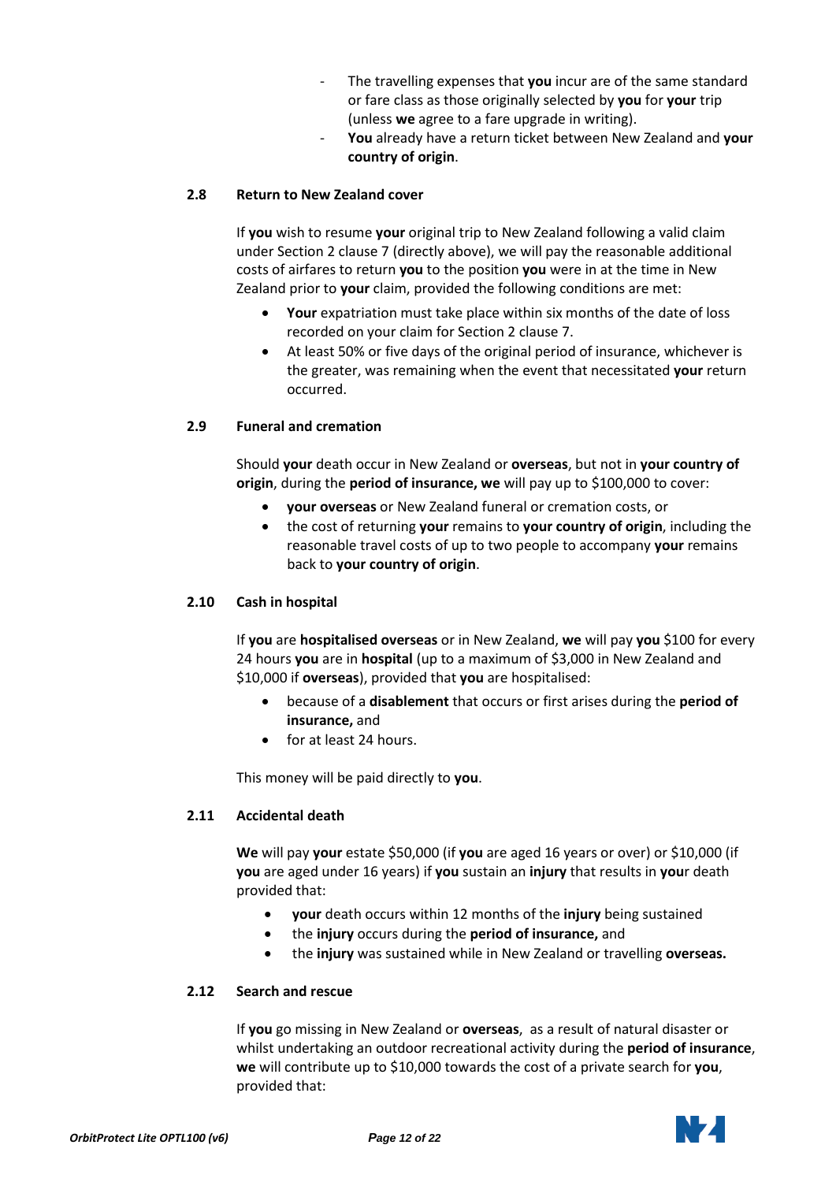- The travelling expenses that **you** incur are of the same standard or fare class as those originally selected by **you** for **your** trip (unless **we** agree to a fare upgrade in writing).
- **You** already have a return ticket between New Zealand and **your country of origin**.

### 2.8 Return to New Zealand cover

If **you** wish to resume **your** original trip to New Zealand following a valid claim under Section 2 clause 7 (directly above), we will pay the reasonable additional costs of airfares to return **you** to the position **you** were in at the time in New Zealand prior to **your** claim, provided the following conditions are met:

- **Your** expatriation must take place within six months of the date of loss recorded on your claim for Section 2 clause 7.
- At least 50% or five days of the original period of insurance, whichever is the greater, was remaining when the event that necessitated **your** return occurred.

### 2.9 Funeral and cremation

Should **your** death occur in New Zealand or **overseas**, but not in **your country of origin**, during the **period of insurance, we** will pay up to $100,000 to cover:

- **your overseas** or New Zealand funeral or cremation costs, or
- the cost of returning **your** remains to **your country of origin**, including the reasonable travel costs of up to two people to accompany **your** remains back to **your country of origin**.

### 2.10 Cash in hospital

If **you** are **hospitalised overseas** or in New Zealand, **we** will pay **you** $100 for every 24 hours **you** are in **hospital** (up to a maximum of $3,000 in New Zealand and $10,000 if **overseas**), provided that **you** are hospitalised:

- because of a **disablement** that occurs or first arises during the **period of insurance,** and
- for at least 24 hours.

This money will be paid directly to **you**.

### 2.11 Accidental death

**We** will pay **your** estate $50,000 (if **you** are aged 16 years or over) or $10,000 (if **you** are aged under 16 years) if **you** sustain an **injury** that results in **you**r death provided that:

- **your** death occurs within 12 months of the **injury** being sustained
- the **injury** occurs during the **period of insurance,** and
- the **injury** was sustained while in New Zealand or travelling **overseas.**

### 2.12 Search and rescue

If **you** go missing in New Zealand or **overseas**, as a result of natural disaster or whilst undertaking an outdoor recreational activity during the **period of insurance**, **we** will contribute up to $10,000 towards the cost of a private search for **you**, provided that: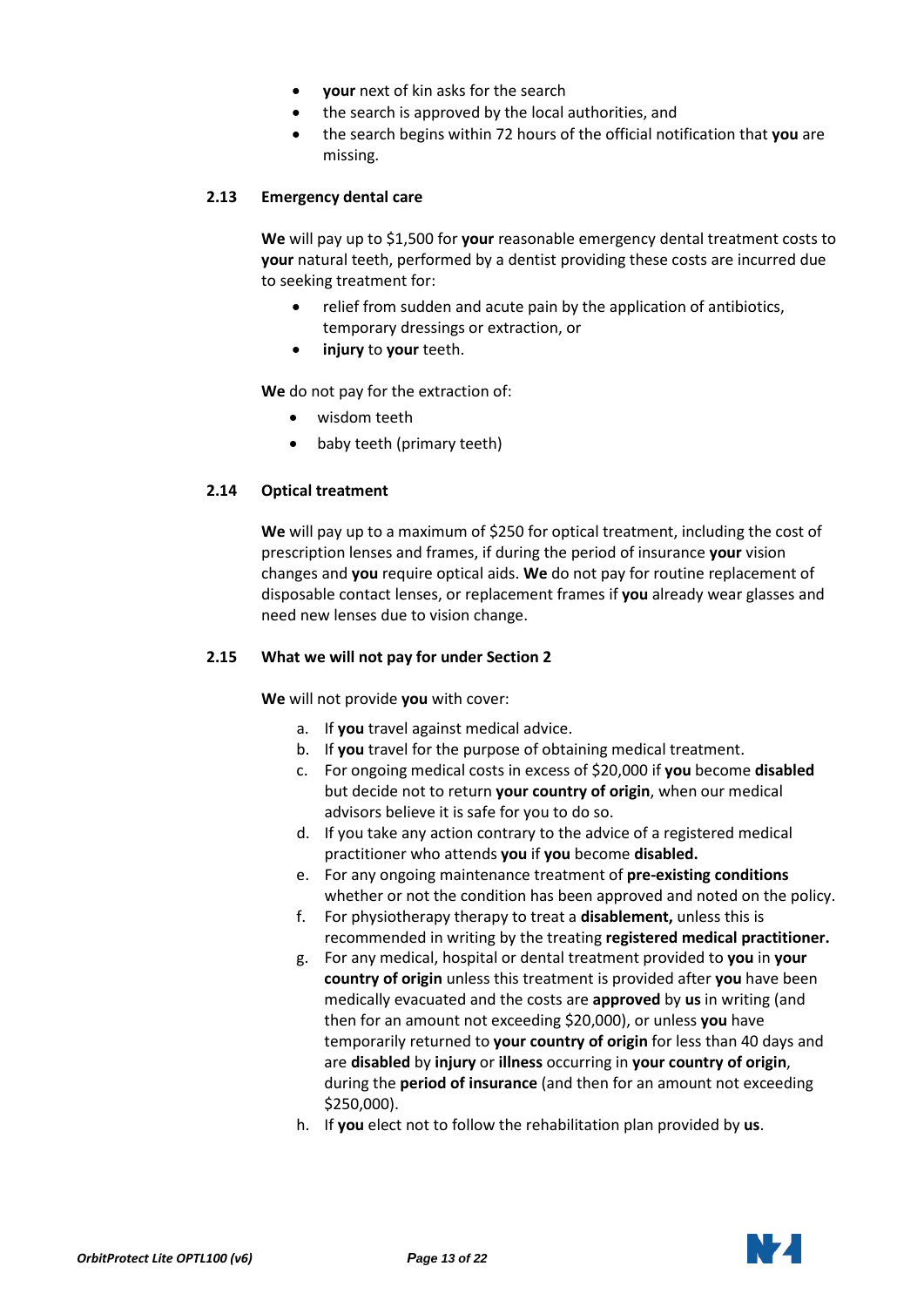- **your** next of kin asks for the search
- the search is approved by the local authorities, and
- the search begins within 72 hours of the official notification that **you** are missing.

### 2.13 Emergency dental care

**We** will pay up to $1,500 for **your** reasonable emergency dental treatment costs to **your** natural teeth, performed by a dentist providing these costs are incurred due to seeking treatment for:

- relief from sudden and acute pain by the application of antibiotics, temporary dressings or extraction, or
- **injury** to **your** teeth.

**We** do not pay for the extraction of:

- wisdom teeth
- baby teeth (primary teeth)

### 2.14 Optical treatment

**We** will pay up to a maximum of $250 for optical treatment, including the cost of prescription lenses and frames, if during the period of insurance **your** vision changes and **you** require optical aids. **We** do not pay for routine replacement of disposable contact lenses, or replacement frames if **you** already wear glasses and need new lenses due to vision change.

### 2.15 What we will not pay for under Section 2

**We** will not provide **you** with cover:

a. If **you** travel against medical advice.
b. If **you** travel for the purpose of obtaining medical treatment.
c. For ongoing medical costs in excess of $20,000 if **you** become **disabled** but decide not to return **your country of origin**, when our medical advisors believe it is safe for you to do so.
d. If you take any action contrary to the advice of a registered medical practitioner who attends **you** if **you** become **disabled.**
e. For any ongoing maintenance treatment of **pre-existing conditions** whether or not the condition has been approved and noted on the policy.
f. For physiotherapy therapy to treat a **disablement,** unless this is recommended in writing by the treating **registered medical practitioner.**
g. For any medical, hospital or dental treatment provided to **you** in **your country of origin** unless this treatment is provided after **you** have been medically evacuated and the costs are **approved** by **us** in writing (and then for an amount not exceeding $20,000), or unless **you** have temporarily returned to **your country of origin** for less than 40 days and are **disabled** by **injury** or **illness** occurring in **your country of origin**, during the **period of insurance** (and then for an amount not exceeding $250,000).
h. If **you** elect not to follow the rehabilitation plan provided by **us**.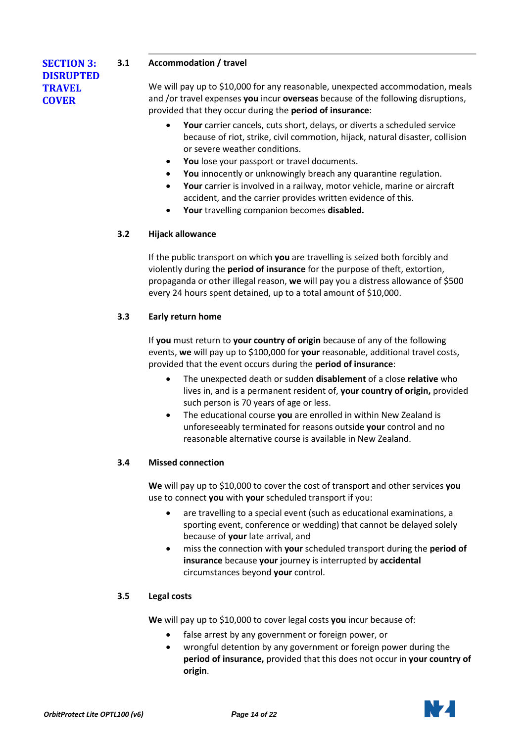## SECTION 3: DISRUPTED TRAVEL COVER

### 3.1 Accommodation / travel

We will pay up to $10,000 for any reasonable, unexpected accommodation, meals and /or travel expenses **you** incur **overseas** because of the following disruptions, provided that they occur during the **period of insurance**:

- **Your** carrier cancels, cuts short, delays, or diverts a scheduled service because of riot, strike, civil commotion, hijack, natural disaster, collision or severe weather conditions.
- **You** lose your passport or travel documents.
- **You** innocently or unknowingly breach any quarantine regulation.
- **Your** carrier is involved in a railway, motor vehicle, marine or aircraft accident, and the carrier provides written evidence of this.
- **Your** travelling companion becomes **disabled.**

### 3.2 Hijack allowance

If the public transport on which **you** are travelling is seized both forcibly and violently during the **period of insurance** for the purpose of theft, extortion, propaganda or other illegal reason, **we** will pay you a distress allowance of $500 every 24 hours spent detained, up to a total amount of $10,000.

### 3.3 Early return home

If **you** must return to **your country of origin** because of any of the following events, **we** will pay up to $100,000 for **your** reasonable, additional travel costs, provided that the event occurs during the **period of insurance**:

- The unexpected death or sudden **disablement** of a close **relative** who lives in, and is a permanent resident of, **your country of origin,** provided such person is 70 years of age or less.
- The educational course **you** are enrolled in within New Zealand is unforeseeably terminated for reasons outside **your** control and no reasonable alternative course is available in New Zealand.

### 3.4 Missed connection

**We** will pay up to $10,000 to cover the cost of transport and other services **you** use to connect **you** with **your** scheduled transport if you:

- are travelling to a special event (such as educational examinations, a sporting event, conference or wedding) that cannot be delayed solely because of **your** late arrival, and
- miss the connection with **your** scheduled transport during the **period of insurance** because **your** journey is interrupted by **accidental** circumstances beyond **your** control.

### 3.5 Legal costs

**We** will pay up to $10,000 to cover legal costs **you** incur because of:

- false arrest by any government or foreign power, or
- wrongful detention by any government or foreign power during the **period of insurance,** provided that this does not occur in **your country of origin**.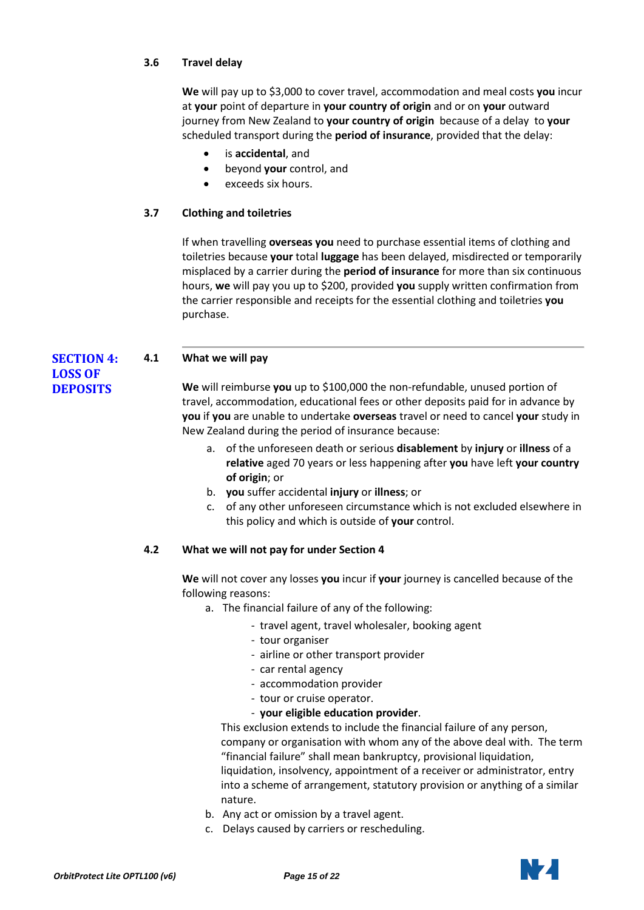### 3.6 Travel delay

**We** will pay up to $3,000 to cover travel, accommodation and meal costs **you** incur at **your** point of departure in **your country of origin** and or on **your** outward journey from New Zealand to **your country of origin** because of a delay to **your** scheduled transport during the **period of insurance**, provided that the delay:

- is **accidental**, and
- beyond **your** control, and
- exceeds six hours.

### 3.7 Clothing and toiletries

If when travelling **overseas you** need to purchase essential items of clothing and toiletries because **your** total **luggage** has been delayed, misdirected or temporarily misplaced by a carrier during the **period of insurance** for more than six continuous hours, **we** will pay you up to $200, provided **you** supply written confirmation from the carrier responsible and receipts for the essential clothing and toiletries **you** purchase.

---

## SECTION 4: LOSS OF DEPOSITS

### 4.1 What we will pay

**We** will reimburse **you** up to $100,000 the non-refundable, unused portion of travel, accommodation, educational fees or other deposits paid for in advance by **you** if **you** are unable to undertake **overseas** travel or need to cancel **your** study in New Zealand during the period of insurance because:

a. of the unforeseen death or serious **disablement** by **injury** or **illness** of a **relative** aged 70 years or less happening after **you** have left **your country of origin**; or
b. **you** suffer accidental **injury** or **illness**; or
c. of any other unforeseen circumstance which is not excluded elsewhere in this policy and which is outside of **your** control.

### 4.2 What we will not pay for under Section 4

**We** will not cover any losses **you** incur if **your** journey is cancelled because of the following reasons:

a. The financial failure of any of the following:
   - travel agent, travel wholesaler, booking agent
   - tour organiser
   - airline or other transport provider
   - car rental agency
   - accommodation provider
   - tour or cruise operator.
   - **your eligible education provider**.

   This exclusion extends to include the financial failure of any person, company or organisation with whom any of the above deal with. The term "financial failure" shall mean bankruptcy, provisional liquidation, liquidation, insolvency, appointment of a receiver or administrator, entry into a scheme of arrangement, statutory provision or anything of a similar nature.
b. Any act or omission by a travel agent.
c. Delays caused by carriers or rescheduling.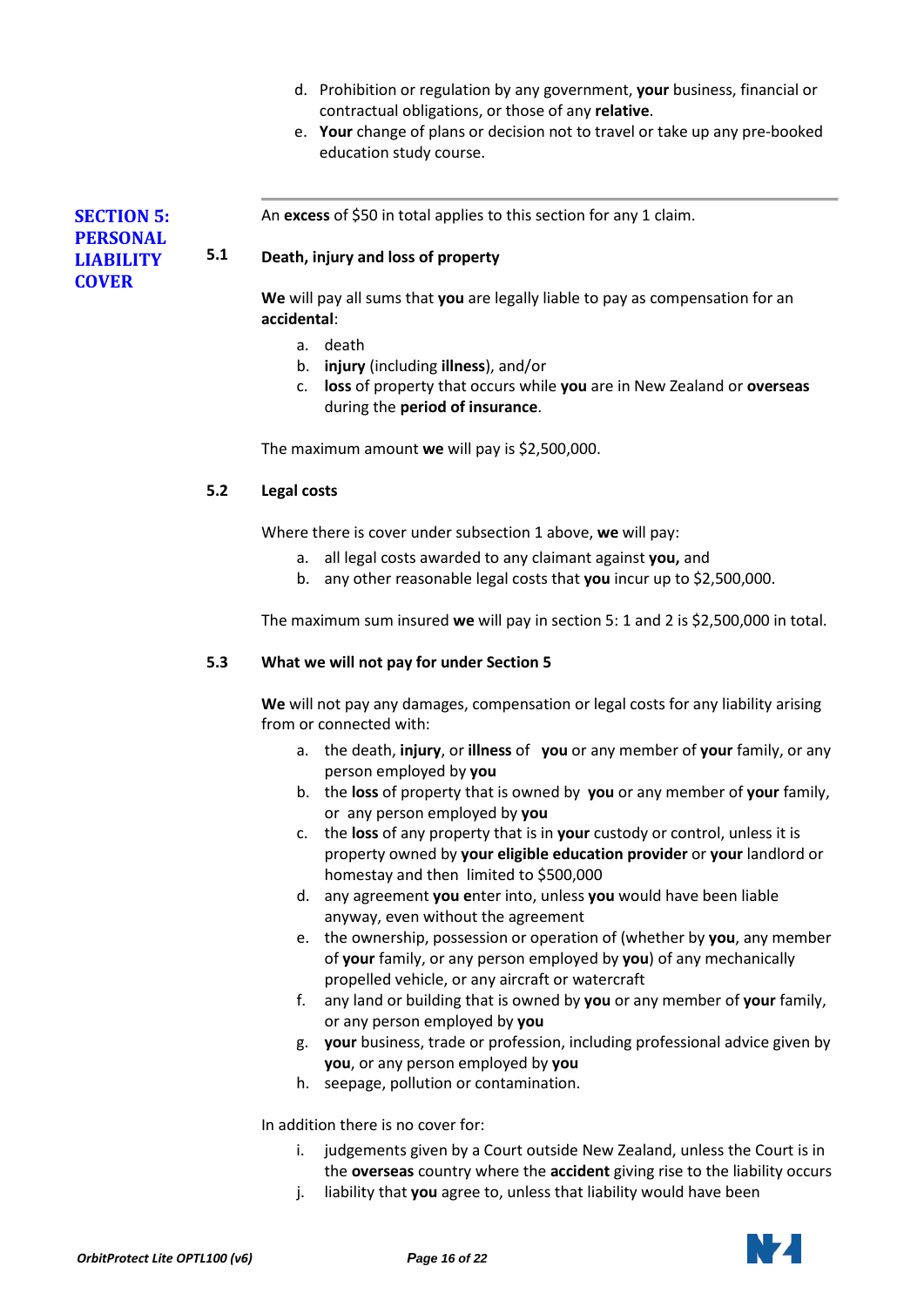d. Prohibition or regulation by any government, **your** business, financial or contractual obligations, or those of any **relative**.
e. **Your** change of plans or decision not to travel or take up any pre-booked education study course.

---

## SECTION 5: PERSONAL LIABILITY COVER

An **excess** of $50 in total applies to this section for any 1 claim.

### 5.1 Death, injury and loss of property

**We** will pay all sums that **you** are legally liable to pay as compensation for an **accidental**:

a. death
b. **injury** (including **illness**), and/or
c. **loss** of property that occurs while **you** are in New Zealand or **overseas** during the **period of insurance**.

The maximum amount **we** will pay is $2,500,000.

### 5.2 Legal costs

Where there is cover under subsection 1 above, **we** will pay:

a. all legal costs awarded to any claimant against **you,** and
b. any other reasonable legal costs that **you** incur up to $2,500,000.

The maximum sum insured **we** will pay in section 5: 1 and 2 is $2,500,000 in total.

### 5.3 What we will not pay for under Section 5

**We** will not pay any damages, compensation or legal costs for any liability arising from or connected with:

a. the death, **injury**, or **illness** of **you** or any member of **your** family, or any person employed by **you**
b. the **loss** of property that is owned by **you** or any member of **your** family, or any person employed by **you**
c. the **loss** of any property that is in **your** custody or control, unless it is property owned by **your eligible education provider** or **your** landlord or homestay and then limited to $500,000
d. any agreement **you** enter into, unless **you** would have been liable anyway, even without the agreement
e. the ownership, possession or operation of (whether by **you**, any member of **your** family, or any person employed by **you**) of any mechanically propelled vehicle, or any aircraft or watercraft
f. any land or building that is owned by **you** or any member of **your** family, or any person employed by **you**
g. **your** business, trade or profession, including professional advice given by **you**, or any person employed by **you**
h. seepage, pollution or contamination.

In addition there is no cover for:

i. judgements given by a Court outside New Zealand, unless the Court is in the **overseas** country where the **accident** giving rise to the liability occurs
j. liability that **you** agree to, unless that liability would have been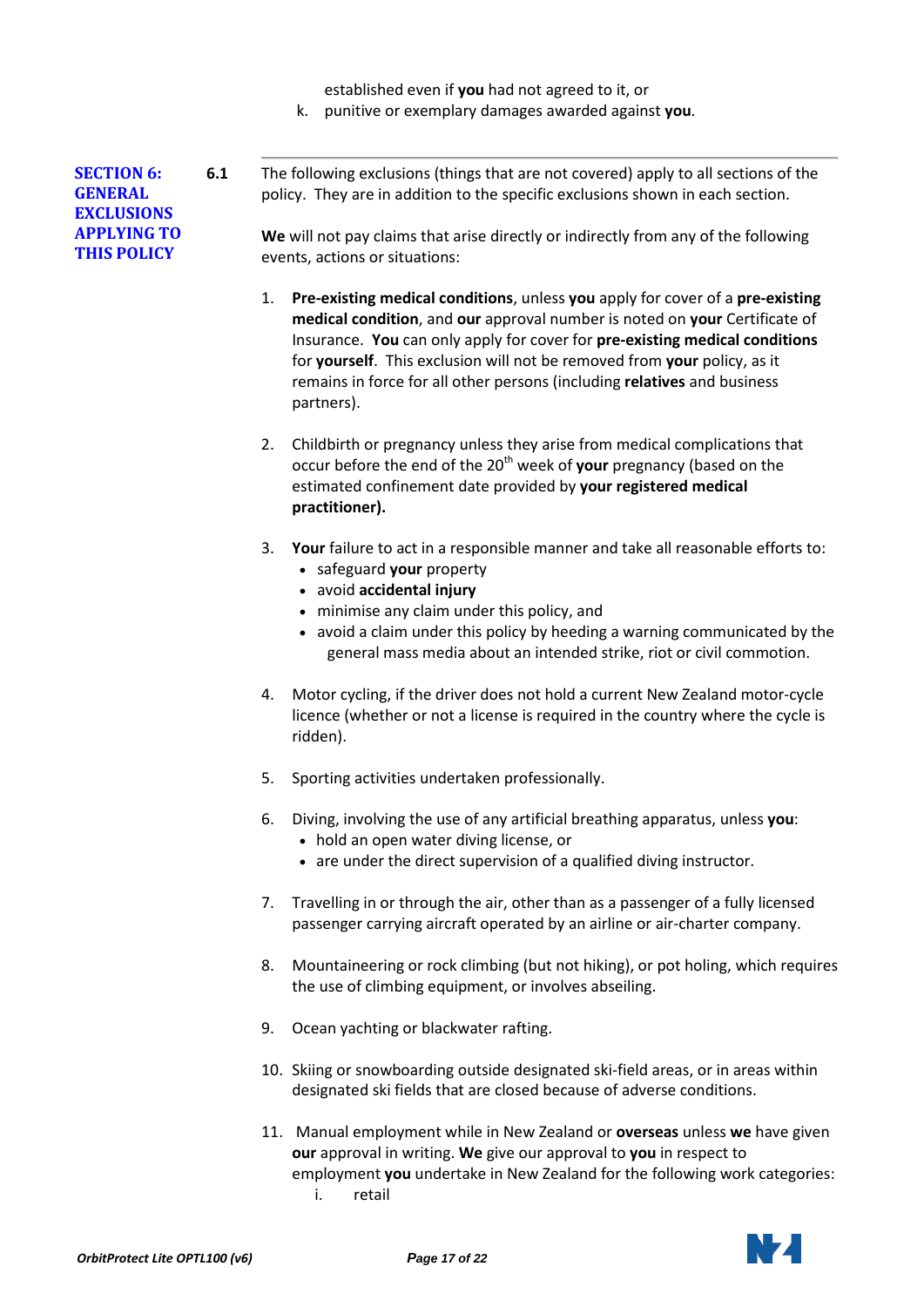established even if **you** had not agreed to it, or

k. punitive or exemplary damages awarded against **you**.

---

## SECTION 6: GENERAL EXCLUSIONS APPLYING TO THIS POLICY

**6.1** The following exclusions (things that are not covered) apply to all sections of the policy. They are in addition to the specific exclusions shown in each section.

**We** will not pay claims that arise directly or indirectly from any of the following events, actions or situations:

1. **Pre-existing medical conditions**, unless **you** apply for cover of a **pre-existing medical condition**, and **our** approval number is noted on **your** Certificate of Insurance. **You** can only apply for cover for **pre-existing medical conditions** for **yourself**. This exclusion will not be removed from **your** policy, as it remains in force for all other persons (including **relatives** and business partners).

2. Childbirth or pregnancy unless they arise from medical complications that occur before the end of the 20th week of **your** pregnancy (based on the estimated confinement date provided by **your registered medical practitioner).**

3. **Your** failure to act in a responsible manner and take all reasonable efforts to:
   - safeguard **your** property
   - avoid **accidental injury**
   - minimise any claim under this policy, and
   - avoid a claim under this policy by heeding a warning communicated by the general mass media about an intended strike, riot or civil commotion.

4. Motor cycling, if the driver does not hold a current New Zealand motor-cycle licence (whether or not a license is required in the country where the cycle is ridden).

5. Sporting activities undertaken professionally.

6. Diving, involving the use of any artificial breathing apparatus, unless **you**:
   - hold an open water diving license, or
   - are under the direct supervision of a qualified diving instructor.

7. Travelling in or through the air, other than as a passenger of a fully licensed passenger carrying aircraft operated by an airline or air-charter company.

8. Mountaineering or rock climbing (but not hiking), or pot holing, which requires the use of climbing equipment, or involves abseiling.

9. Ocean yachting or blackwater rafting.

10. Skiing or snowboarding outside designated ski-field areas, or in areas within designated ski fields that are closed because of adverse conditions.

11. Manual employment while in New Zealand or **overseas** unless **we** have given **our** approval in writing. **We** give our approval to **you** in respect to employment **you** undertake in New Zealand for the following work categories:
    i. retail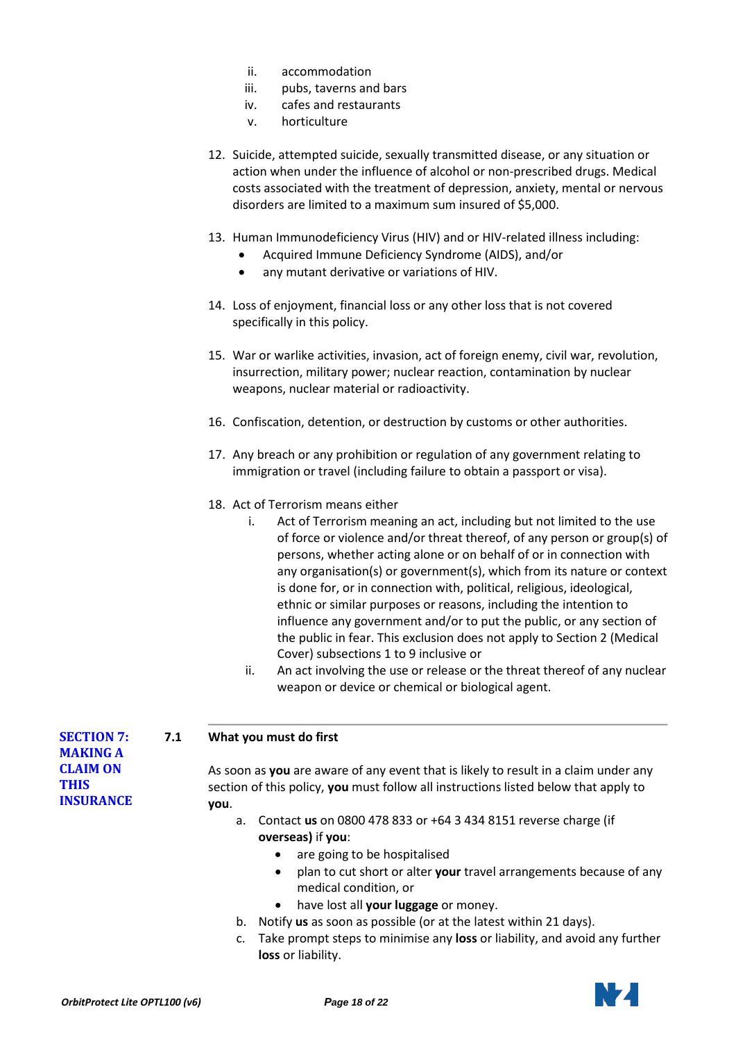ii. accommodation
iii. pubs, taverns and bars
iv. cafes and restaurants
v. horticulture

12. Suicide, attempted suicide, sexually transmitted disease, or any situation or action when under the influence of alcohol or non-prescribed drugs. Medical costs associated with the treatment of depression, anxiety, mental or nervous disorders are limited to a maximum sum insured of $5,000.

13. Human Immunodeficiency Virus (HIV) and or HIV-related illness including:
    - Acquired Immune Deficiency Syndrome (AIDS), and/or
    - any mutant derivative or variations of HIV.

14. Loss of enjoyment, financial loss or any other loss that is not covered specifically in this policy.

15. War or warlike activities, invasion, act of foreign enemy, civil war, revolution, insurrection, military power; nuclear reaction, contamination by nuclear weapons, nuclear material or radioactivity.

16. Confiscation, detention, or destruction by customs or other authorities.

17. Any breach or any prohibition or regulation of any government relating to immigration or travel (including failure to obtain a passport or visa).

18. Act of Terrorism means either
    i. Act of Terrorism meaning an act, including but not limited to the use of force or violence and/or threat thereof, of any person or group(s) of persons, whether acting alone or on behalf of or in connection with any organisation(s) or government(s), which from its nature or context is done for, or in connection with, political, religious, ideological, ethnic or similar purposes or reasons, including the intention to influence any government and/or to put the public, or any section of the public in fear. This exclusion does not apply to Section 2 (Medical Cover) subsections 1 to 9 inclusive or
    ii. An act involving the use or release or the threat thereof of any nuclear weapon or device or chemical or biological agent.

## SECTION 7: MAKING A CLAIM ON THIS INSURANCE

### 7.1 What you must do first

As soon as **you** are aware of any event that is likely to result in a claim under any section of this policy, **you** must follow all instructions listed below that apply to **you**.

a. Contact **us** on 0800 478 833 or +64 3 434 8151 reverse charge (if **overseas)** if **you**:
   - are going to be hospitalised
   - plan to cut short or alter **your** travel arrangements because of any medical condition, or
   - have lost all **your luggage** or money.

b. Notify **us** as soon as possible (or at the latest within 21 days).

c. Take prompt steps to minimise any **loss** or liability, and avoid any further **loss** or liability.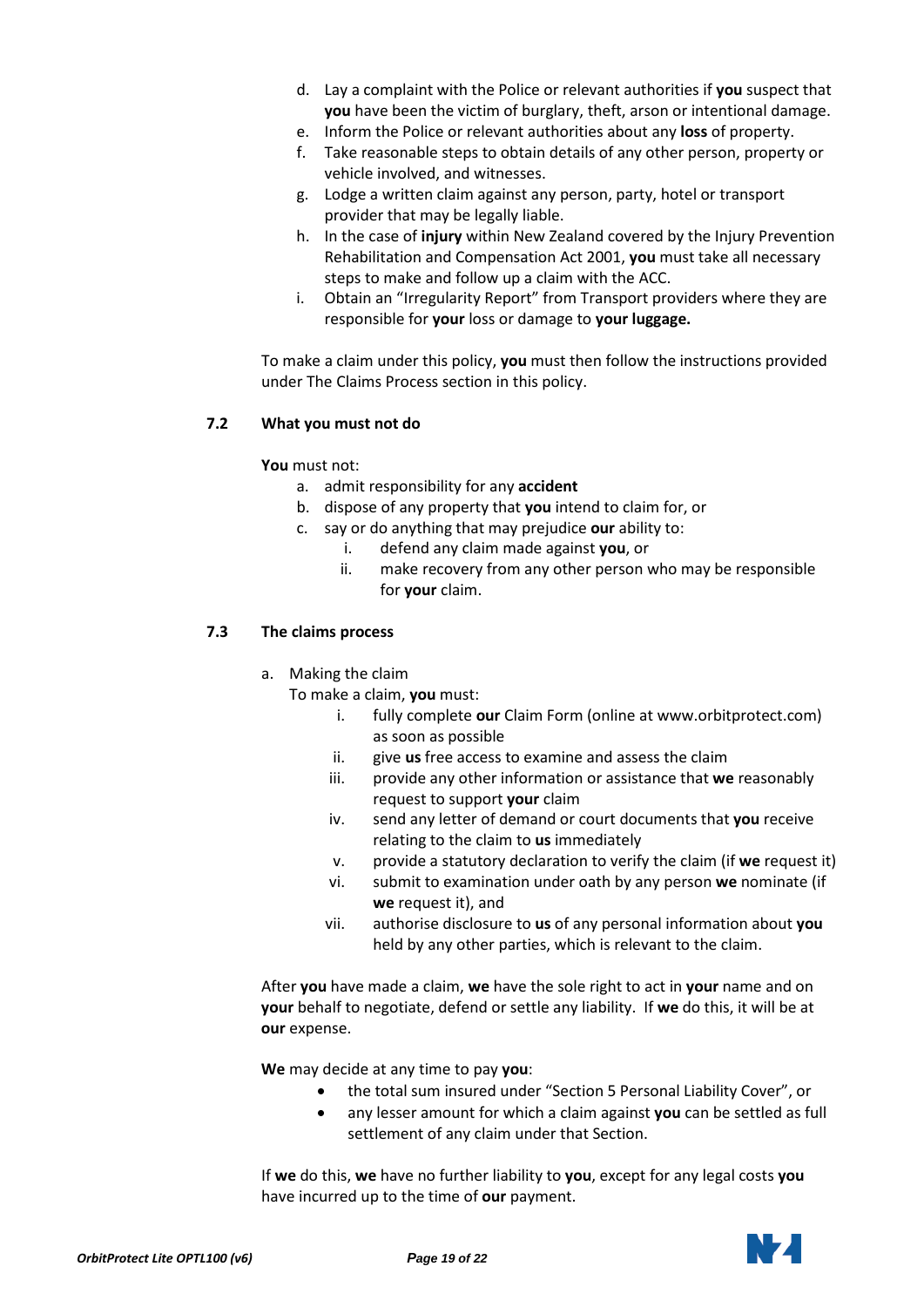d. Lay a complaint with the Police or relevant authorities if **you** suspect that **you** have been the victim of burglary, theft, arson or intentional damage.
e. Inform the Police or relevant authorities about any **loss** of property.
f. Take reasonable steps to obtain details of any other person, property or vehicle involved, and witnesses.
g. Lodge a written claim against any person, party, hotel or transport provider that may be legally liable.
h. In the case of **injury** within New Zealand covered by the Injury Prevention Rehabilitation and Compensation Act 2001, **you** must take all necessary steps to make and follow up a claim with the ACC.
i. Obtain an "Irregularity Report" from Transport providers where they are responsible for **your** loss or damage to **your luggage.**

To make a claim under this policy, **you** must then follow the instructions provided under The Claims Process section in this policy.

### 7.2 What you must not do

**You** must not:

a. admit responsibility for any **accident**
b. dispose of any property that **you** intend to claim for, or
c. say or do anything that may prejudice **our** ability to:
    i. defend any claim made against **you**, or
    ii. make recovery from any other person who may be responsible for **your** claim.

### 7.3 The claims process

a. Making the claim
   To make a claim, **you** must:
    i. fully complete **our** Claim Form (online at www.orbitprotect.com) as soon as possible
    ii. give **us** free access to examine and assess the claim
    iii. provide any other information or assistance that **we** reasonably request to support **your** claim
    iv. send any letter of demand or court documents that **you** receive relating to the claim to **us** immediately
    v. provide a statutory declaration to verify the claim (if **we** request it)
    vi. submit to examination under oath by any person **we** nominate (if **we** request it), and
    vii. authorise disclosure to **us** of any personal information about **you** held by any other parties, which is relevant to the claim.

After **you** have made a claim, **we** have the sole right to act in **your** name and on **your** behalf to negotiate, defend or settle any liability. If **we** do this, it will be at **our** expense.

**We** may decide at any time to pay **you**:

- the total sum insured under "Section 5 Personal Liability Cover", or
- any lesser amount for which a claim against **you** can be settled as full settlement of any claim under that Section.

If **we** do this, **we** have no further liability to **you**, except for any legal costs **you** have incurred up to the time of **our** payment.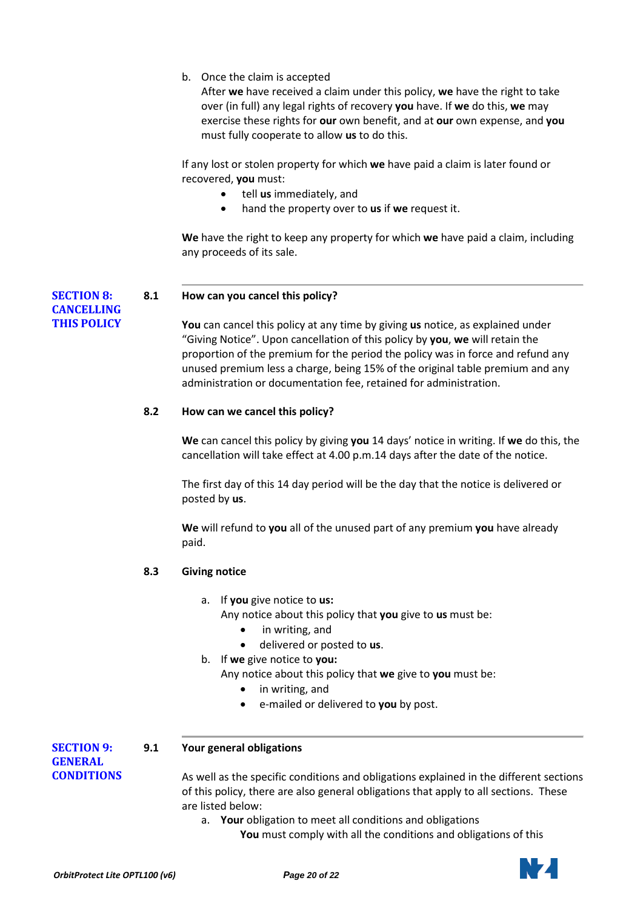b. Once the claim is accepted
   After **we** have received a claim under this policy, **we** have the right to take over (in full) any legal rights of recovery **you** have. If **we** do this, **we** may exercise these rights for **our** own benefit, and at **our** own expense, and **you** must fully cooperate to allow **us** to do this.

If any lost or stolen property for which **we** have paid a claim is later found or recovered, **you** must:

- tell **us** immediately, and
- hand the property over to **us** if **we** request it.

**We** have the right to keep any property for which **we** have paid a claim, including any proceeds of its sale.

## SECTION 8: CANCELLING THIS POLICY

### 8.1 How can you cancel this policy?

**You** can cancel this policy at any time by giving **us** notice, as explained under "Giving Notice". Upon cancellation of this policy by **you**, **we** will retain the proportion of the premium for the period the policy was in force and refund any unused premium less a charge, being 15% of the original table premium and any administration or documentation fee, retained for administration.

### 8.2 How can we cancel this policy?

**We** can cancel this policy by giving **you** 14 days' notice in writing. If **we** do this, the cancellation will take effect at 4.00 p.m.14 days after the date of the notice.

The first day of this 14 day period will be the day that the notice is delivered or posted by **us**.

**We** will refund to **you** all of the unused part of any premium **you** have already paid.

### 8.3 Giving notice

a. If **you** give notice to **us:**
   Any notice about this policy that **you** give to **us** must be:
   - in writing, and
   - delivered or posted to **us**.
b. If **we** give notice to **you:**
   Any notice about this policy that **we** give to **you** must be:
   - in writing, and
   - e-mailed or delivered to **you** by post.

## SECTION 9: GENERAL CONDITIONS

### 9.1 Your general obligations

As well as the specific conditions and obligations explained in the different sections of this policy, there are also general obligations that apply to all sections. These are listed below:

a. **Your** obligation to meet all conditions and obligations
   **You** must comply with all the conditions and obligations of this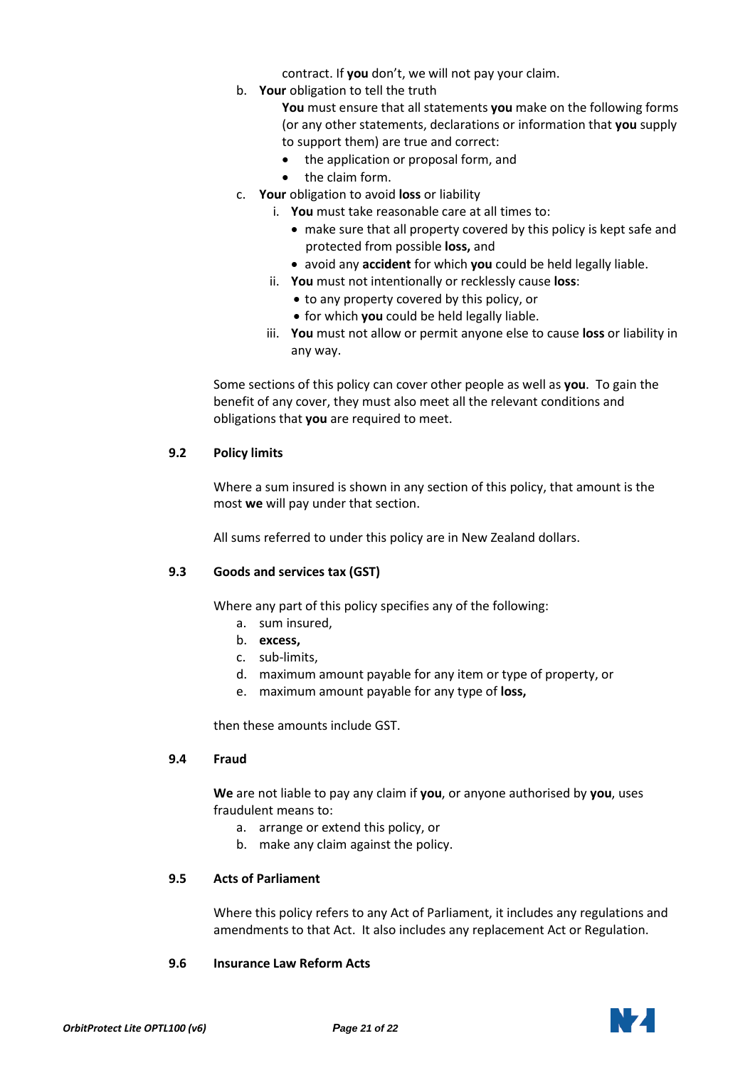contract. If **you** don't, we will not pay your claim.

b. **Your** obligation to tell the truth

   **You** must ensure that all statements **you** make on the following forms (or any other statements, declarations or information that **you** supply to support them) are true and correct:

   - the application or proposal form, and
   - the claim form.

c. **Your** obligation to avoid **loss** or liability

   i. **You** must take reasonable care at all times to:
      - make sure that all property covered by this policy is kept safe and protected from possible **loss,** and
      - avoid any **accident** for which **you** could be held legally liable.

   ii. **You** must not intentionally or recklessly cause **loss**:
      - to any property covered by this policy, or
      - for which **you** could be held legally liable.

   iii. **You** must not allow or permit anyone else to cause **loss** or liability in any way.

Some sections of this policy can cover other people as well as **you**. To gain the benefit of any cover, they must also meet all the relevant conditions and obligations that **you** are required to meet.

### 9.2 Policy limits

Where a sum insured is shown in any section of this policy, that amount is the most **we** will pay under that section.

All sums referred to under this policy are in New Zealand dollars.

### 9.3 Goods and services tax (GST)

Where any part of this policy specifies any of the following:

a. sum insured,
b. **excess,**
c. sub-limits,
d. maximum amount payable for any item or type of property, or
e. maximum amount payable for any type of **loss,**

then these amounts include GST.

### 9.4 Fraud

**We** are not liable to pay any claim if **you**, or anyone authorised by **you**, uses fraudulent means to:

a. arrange or extend this policy, or
b. make any claim against the policy.

### 9.5 Acts of Parliament

Where this policy refers to any Act of Parliament, it includes any regulations and amendments to that Act. It also includes any replacement Act or Regulation.

### 9.6 Insurance Law Reform Acts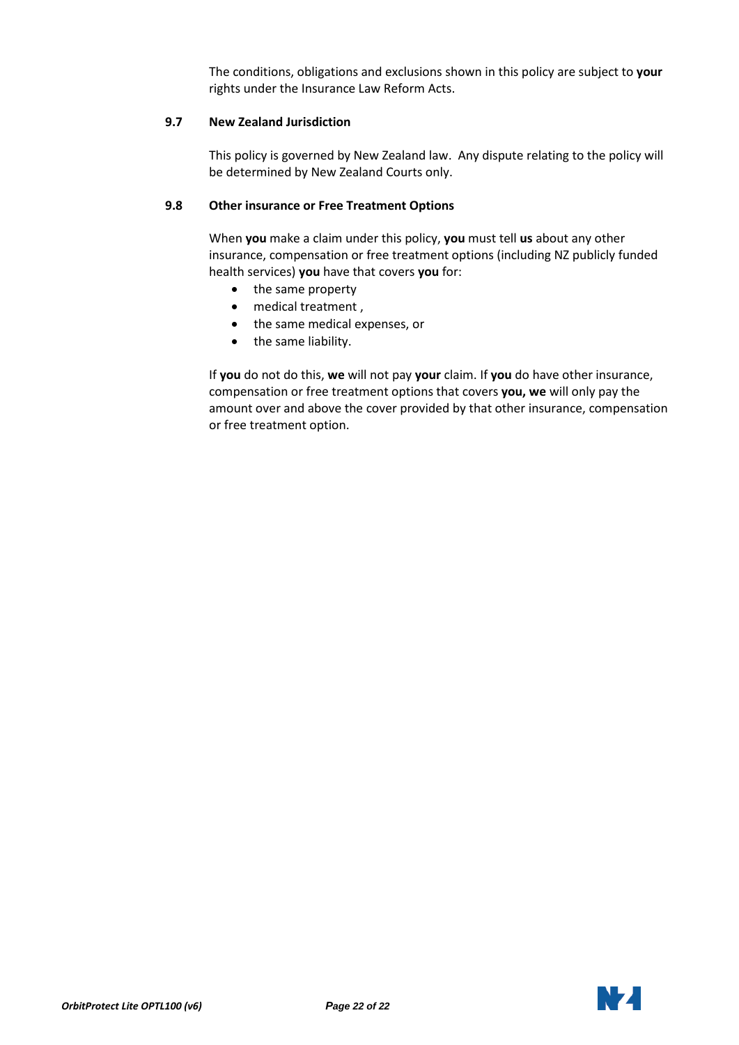The conditions, obligations and exclusions shown in this policy are subject to **your** rights under the Insurance Law Reform Acts.

### 9.7 New Zealand Jurisdiction

This policy is governed by New Zealand law. Any dispute relating to the policy will be determined by New Zealand Courts only.

### 9.8 Other insurance or Free Treatment Options

When **you** make a claim under this policy, **you** must tell **us** about any other insurance, compensation or free treatment options (including NZ publicly funded health services) **you** have that covers **you** for:

- the same property
- medical treatment ,
- the same medical expenses, or
- the same liability.

If **you** do not do this, **we** will not pay **your** claim. If **you** do have other insurance, compensation or free treatment options that covers **you, we** will only pay the amount over and above the cover provided by that other insurance, compensation or free treatment option.